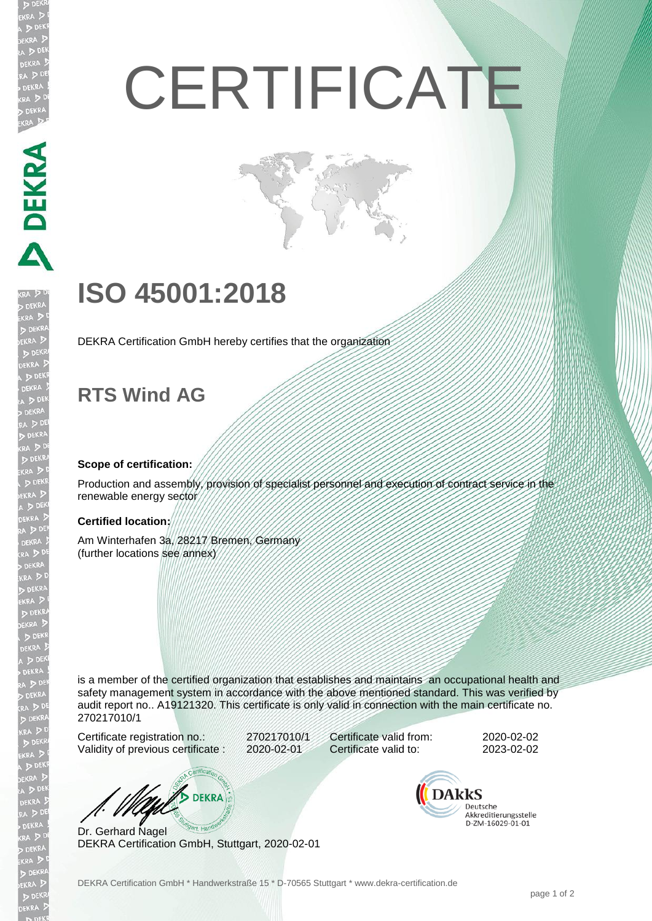# CERTIFICATE

## ISO 45001:2018

DEKRA Certification GmbH hereby certifies that the organization

## RTS Wind AG

**Scope of certification:**

Production and assembly, provision of specialist personnel and execution of contract service in the renewable energy sector

**Certified location:**

Am Winterhafen 3a, 28217 Bremen, Germany
(further locations see annex)

is a member of the certified organization that establishes and maintains an occupational health and safety management system in accordance with the above mentioned standard. This was verified by audit report no.. A19121320. This certificate is only valid in connection with the main certificate no. 270217010/1

| | | | |
|---|---|---|---|
| Certificate registration no.: | 270217010/1 | Certificate valid from: | 2020-02-02 |
| Validity of previous certificate : | 2020-02-01 | Certificate valid to: | 2023-02-02 |

Dr. Gerhard Nagel
DEKRA Certification GmbH, Stuttgart, 2020-02-01

DAkkS Deutsche Akkreditierungsstelle D-ZM-16029-01-01

DEKRA Certification GmbH * Handwerkstraße 15 * D-70565 Stuttgart * www.dekra-certification.de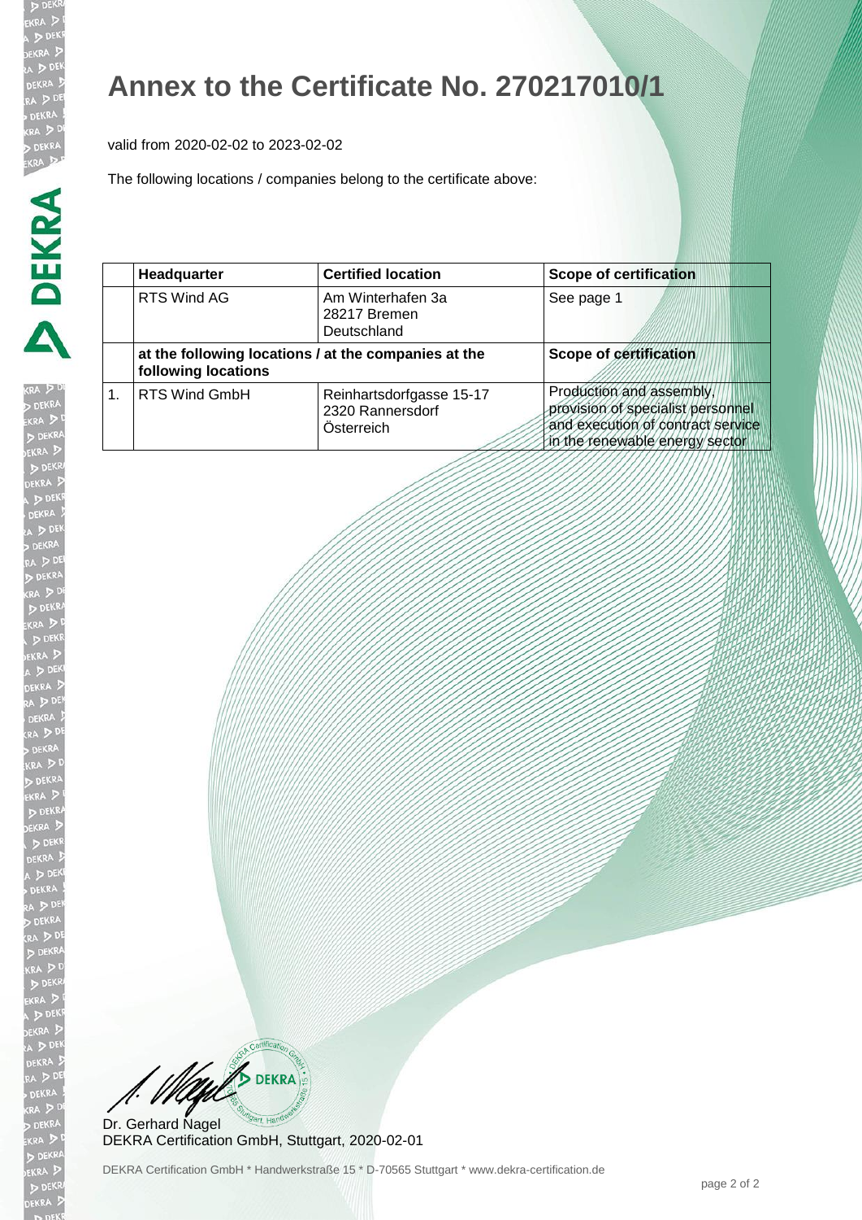# Annex to the Certificate No. 270217010/1

valid from 2020-02-02 to 2023-02-02

The following locations / companies belong to the certificate above:

| | Headquarter | Certified location | Scope of certification |
|---|---|---|---|
| | RTS Wind AG | Am Winterhafen 3a<br>28217 Bremen<br>Deutschland | See page 1 |
| | **at the following locations / at the companies at the following locations** | | **Scope of certification** |
| 1. | RTS Wind GmbH | Reinhartsdorfgasse 15-17<br>2320 Rannersdorf<br>Österreich | Production and assembly, provision of specialist personnel and execution of contract service in the renewable energy sector |

Dr. Gerhard Nagel
DEKRA Certification GmbH, Stuttgart, 2020-02-01

DEKRA Certification GmbH * Handwerkstraße 15 * D-70565 Stuttgart * www.dekra-certification.de